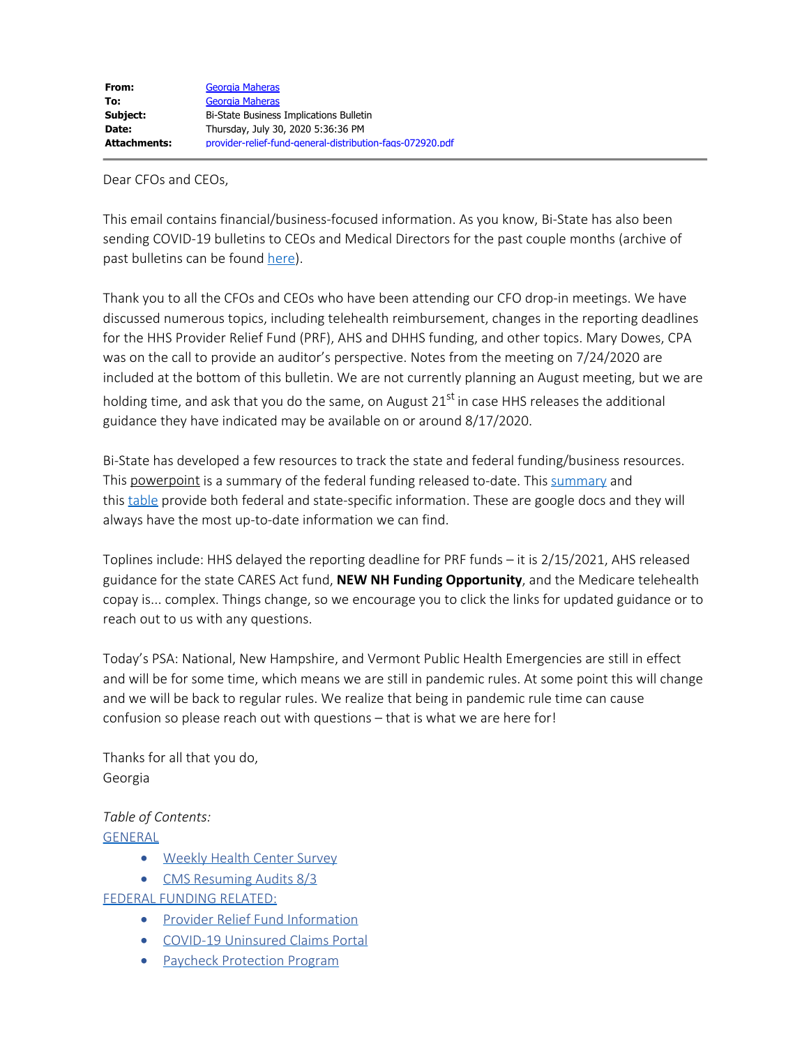| | |
|---|---|
| **From:** | Georgia Maheras |
| **To:** | Georgia Maheras |
| **Subject:** | Bi-State Business Implications Bulletin |
| **Date:** | Thursday, July 30, 2020 5:36:36 PM |
| **Attachments:** | provider-relief-fund-general-distribution-faqs-072920.pdf |

Dear CFOs and CEOs,

This email contains financial/business-focused information. As you know, Bi-State has also been sending COVID-19 bulletins to CEOs and Medical Directors for the past couple months (archive of past bulletins can be found here).

Thank you to all the CFOs and CEOs who have been attending our CFO drop-in meetings. We have discussed numerous topics, including telehealth reimbursement, changes in the reporting deadlines for the HHS Provider Relief Fund (PRF), AHS and DHHS funding, and other topics. Mary Dowes, CPA was on the call to provide an auditor's perspective. Notes from the meeting on 7/24/2020 are included at the bottom of this bulletin. We are not currently planning an August meeting, but we are holding time, and ask that you do the same, on August 21st in case HHS releases the additional guidance they have indicated may be available on or around 8/17/2020.

Bi-State has developed a few resources to track the state and federal funding/business resources. This powerpoint is a summary of the federal funding released to-date. This summary and this table provide both federal and state-specific information. These are google docs and they will always have the most up-to-date information we can find.

Toplines include: HHS delayed the reporting deadline for PRF funds – it is 2/15/2021, AHS released guidance for the state CARES Act fund, **NEW NH Funding Opportunity**, and the Medicare telehealth copay is... complex. Things change, so we encourage you to click the links for updated guidance or to reach out to us with any questions.

Today's PSA: National, New Hampshire, and Vermont Public Health Emergencies are still in effect and will be for some time, which means we are still in pandemic rules. At some point this will change and we will be back to regular rules. We realize that being in pandemic rule time can cause confusion so please reach out with questions – that is what we are here for!

Thanks for all that you do,
Georgia

*Table of Contents:*

GENERAL

- Weekly Health Center Survey
- CMS Resuming Audits 8/3

FEDERAL FUNDING RELATED:

- Provider Relief Fund Information
- COVID-19 Uninsured Claims Portal
- Paycheck Protection Program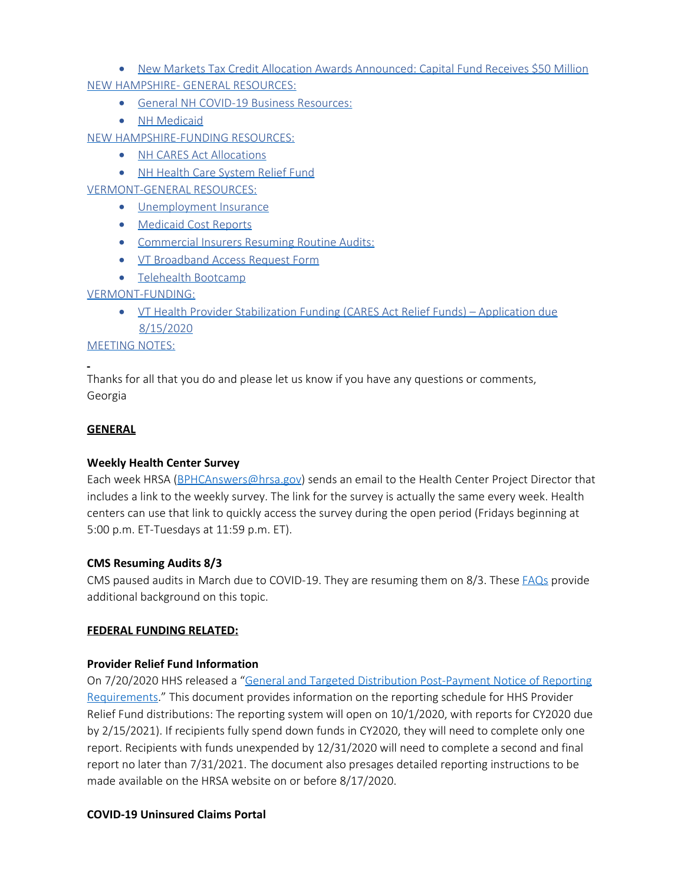- New Markets Tax Credit Allocation Awards Announced: Capital Fund Receives $50 Million

NEW HAMPSHIRE- GENERAL RESOURCES:

- General NH COVID-19 Business Resources:
- NH Medicaid

NEW HAMPSHIRE-FUNDING RESOURCES:

- NH CARES Act Allocations
- NH Health Care System Relief Fund

VERMONT-GENERAL RESOURCES:

- Unemployment Insurance
- Medicaid Cost Reports
- Commercial Insurers Resuming Routine Audits:
- VT Broadband Access Request Form
- Telehealth Bootcamp

VERMONT-FUNDING:

- VT Health Provider Stabilization Funding (CARES Act Relief Funds) – Application due 8/15/2020

MEETING NOTES:

Thanks for all that you do and please let us know if you have any questions or comments,
Georgia

## GENERAL

### Weekly Health Center Survey

Each week HRSA (BPHCAnswers@hrsa.gov) sends an email to the Health Center Project Director that includes a link to the weekly survey. The link for the survey is actually the same every week. Health centers can use that link to quickly access the survey during the open period (Fridays beginning at 5:00 p.m. ET-Tuesdays at 11:59 p.m. ET).

### CMS Resuming Audits 8/3

CMS paused audits in March due to COVID-19. They are resuming them on 8/3. These FAQs provide additional background on this topic.

## FEDERAL FUNDING RELATED:

### Provider Relief Fund Information

On 7/20/2020 HHS released a "General and Targeted Distribution Post-Payment Notice of Reporting Requirements." This document provides information on the reporting schedule for HHS Provider Relief Fund distributions: The reporting system will open on 10/1/2020, with reports for CY2020 due by 2/15/2021). If recipients fully spend down funds in CY2020, they will need to complete only one report. Recipients with funds unexpended by 12/31/2020 will need to complete a second and final report no later than 7/31/2021. The document also presages detailed reporting instructions to be made available on the HRSA website on or before 8/17/2020.

### COVID-19 Uninsured Claims Portal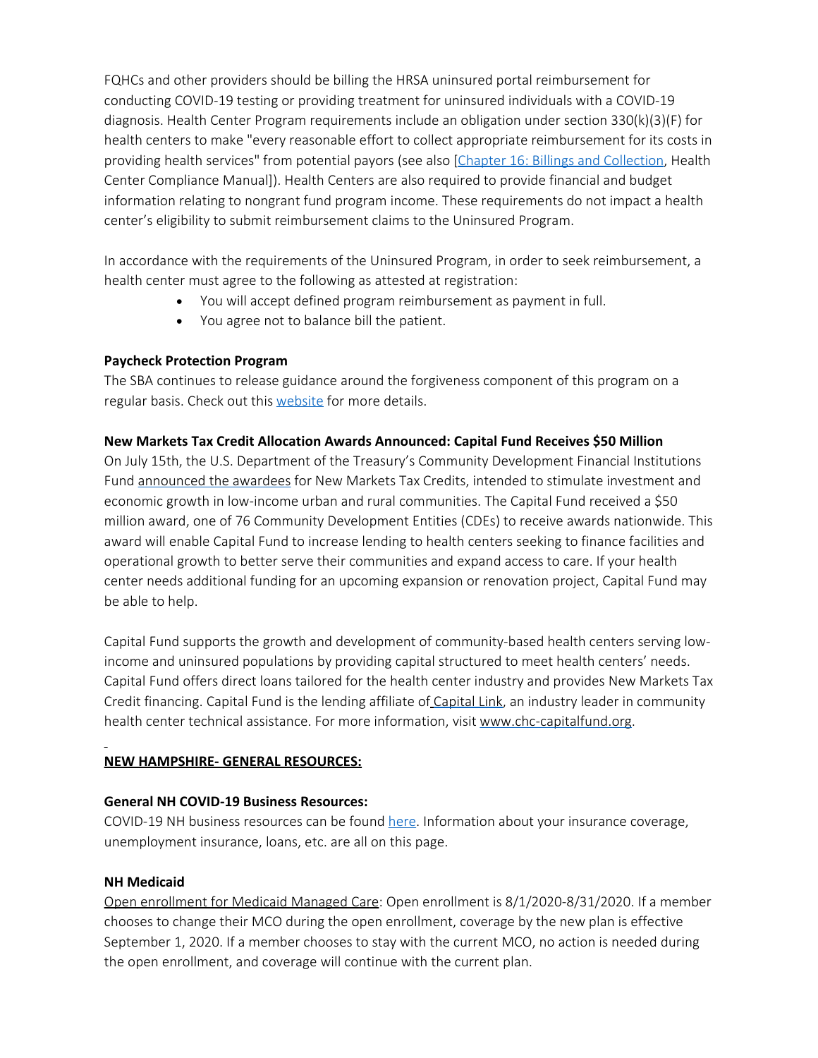FQHCs and other providers should be billing the HRSA uninsured portal reimbursement for conducting COVID-19 testing or providing treatment for uninsured individuals with a COVID-19 diagnosis. Health Center Program requirements include an obligation under section 330(k)(3)(F) for health centers to make "every reasonable effort to collect appropriate reimbursement for its costs in providing health services" from potential payors (see also [Chapter 16: Billings and Collection, Health Center Compliance Manual]). Health Centers are also required to provide financial and budget information relating to nongrant fund program income. These requirements do not impact a health center's eligibility to submit reimbursement claims to the Uninsured Program.

In accordance with the requirements of the Uninsured Program, in order to seek reimbursement, a health center must agree to the following as attested at registration:

- You will accept defined program reimbursement as payment in full.
- You agree not to balance bill the patient.

**Paycheck Protection Program**

The SBA continues to release guidance around the forgiveness component of this program on a regular basis. Check out this website for more details.

**New Markets Tax Credit Allocation Awards Announced: Capital Fund Receives $50 Million**

On July 15th, the U.S. Department of the Treasury's Community Development Financial Institutions Fund announced the awardees for New Markets Tax Credits, intended to stimulate investment and economic growth in low-income urban and rural communities. The Capital Fund received a $50 million award, one of 76 Community Development Entities (CDEs) to receive awards nationwide. This award will enable Capital Fund to increase lending to health centers seeking to finance facilities and operational growth to better serve their communities and expand access to care. If your health center needs additional funding for an upcoming expansion or renovation project, Capital Fund may be able to help.

Capital Fund supports the growth and development of community-based health centers serving low-income and uninsured populations by providing capital structured to meet health centers' needs. Capital Fund offers direct loans tailored for the health center industry and provides New Markets Tax Credit financing. Capital Fund is the lending affiliate of Capital Link, an industry leader in community health center technical assistance. For more information, visit www.chc-capitalfund.org.

**NEW HAMPSHIRE- GENERAL RESOURCES:**

**General NH COVID-19 Business Resources:**

COVID-19 NH business resources can be found here. Information about your insurance coverage, unemployment insurance, loans, etc. are all on this page.

**NH Medicaid**

Open enrollment for Medicaid Managed Care: Open enrollment is 8/1/2020-8/31/2020. If a member chooses to change their MCO during the open enrollment, coverage by the new plan is effective September 1, 2020. If a member chooses to stay with the current MCO, no action is needed during the open enrollment, and coverage will continue with the current plan.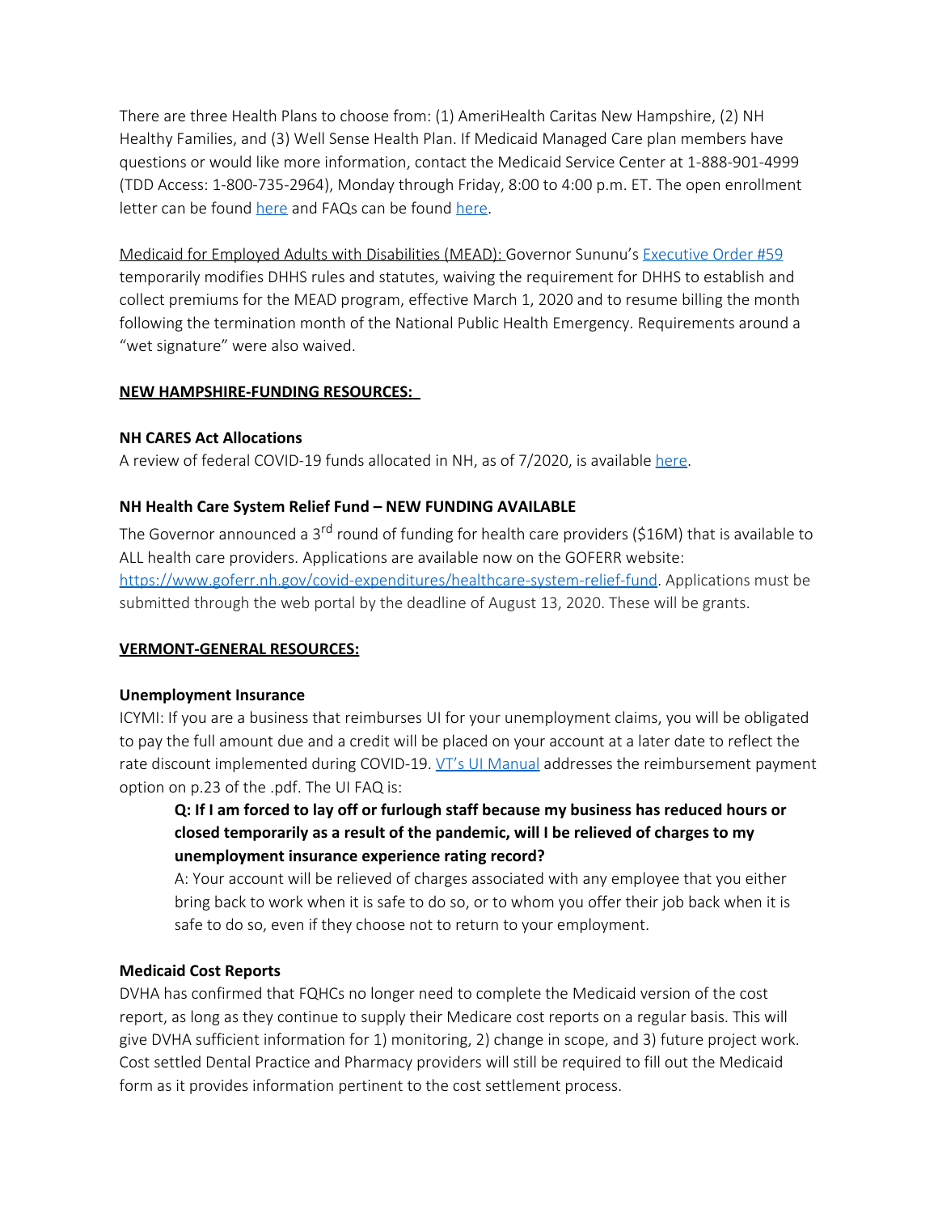There are three Health Plans to choose from: (1) AmeriHealth Caritas New Hampshire, (2) NH Healthy Families, and (3) Well Sense Health Plan. If Medicaid Managed Care plan members have questions or would like more information, contact the Medicaid Service Center at 1-888-901-4999 (TDD Access: 1-800-735-2964), Monday through Friday, 8:00 to 4:00 p.m. ET. The open enrollment letter can be found here and FAQs can be found here.

Medicaid for Employed Adults with Disabilities (MEAD): Governor Sununu's Executive Order #59 temporarily modifies DHHS rules and statutes, waiving the requirement for DHHS to establish and collect premiums for the MEAD program, effective March 1, 2020 and to resume billing the month following the termination month of the National Public Health Emergency. Requirements around a "wet signature" were also waived.

## NEW HAMPSHIRE-FUNDING RESOURCES:

### NH CARES Act Allocations

A review of federal COVID-19 funds allocated in NH, as of 7/2020, is available here.

### NH Health Care System Relief Fund – NEW FUNDING AVAILABLE

The Governor announced a 3rd round of funding for health care providers ($16M) that is available to ALL health care providers. Applications are available now on the GOFERR website: https://www.goferr.nh.gov/covid-expenditures/healthcare-system-relief-fund. Applications must be submitted through the web portal by the deadline of August 13, 2020. These will be grants.

## VERMONT-GENERAL RESOURCES:

### Unemployment Insurance

ICYMI: If you are a business that reimburses UI for your unemployment claims, you will be obligated to pay the full amount due and a credit will be placed on your account at a later date to reflect the rate discount implemented during COVID-19. VT's UI Manual addresses the reimbursement payment option on p.23 of the .pdf. The UI FAQ is:

> **Q: If I am forced to lay off or furlough staff because my business has reduced hours or closed temporarily as a result of the pandemic, will I be relieved of charges to my unemployment insurance experience rating record?**
>
> A: Your account will be relieved of charges associated with any employee that you either bring back to work when it is safe to do so, or to whom you offer their job back when it is safe to do so, even if they choose not to return to your employment.

### Medicaid Cost Reports

DVHA has confirmed that FQHCs no longer need to complete the Medicaid version of the cost report, as long as they continue to supply their Medicare cost reports on a regular basis. This will give DVHA sufficient information for 1) monitoring, 2) change in scope, and 3) future project work. Cost settled Dental Practice and Pharmacy providers will still be required to fill out the Medicaid form as it provides information pertinent to the cost settlement process.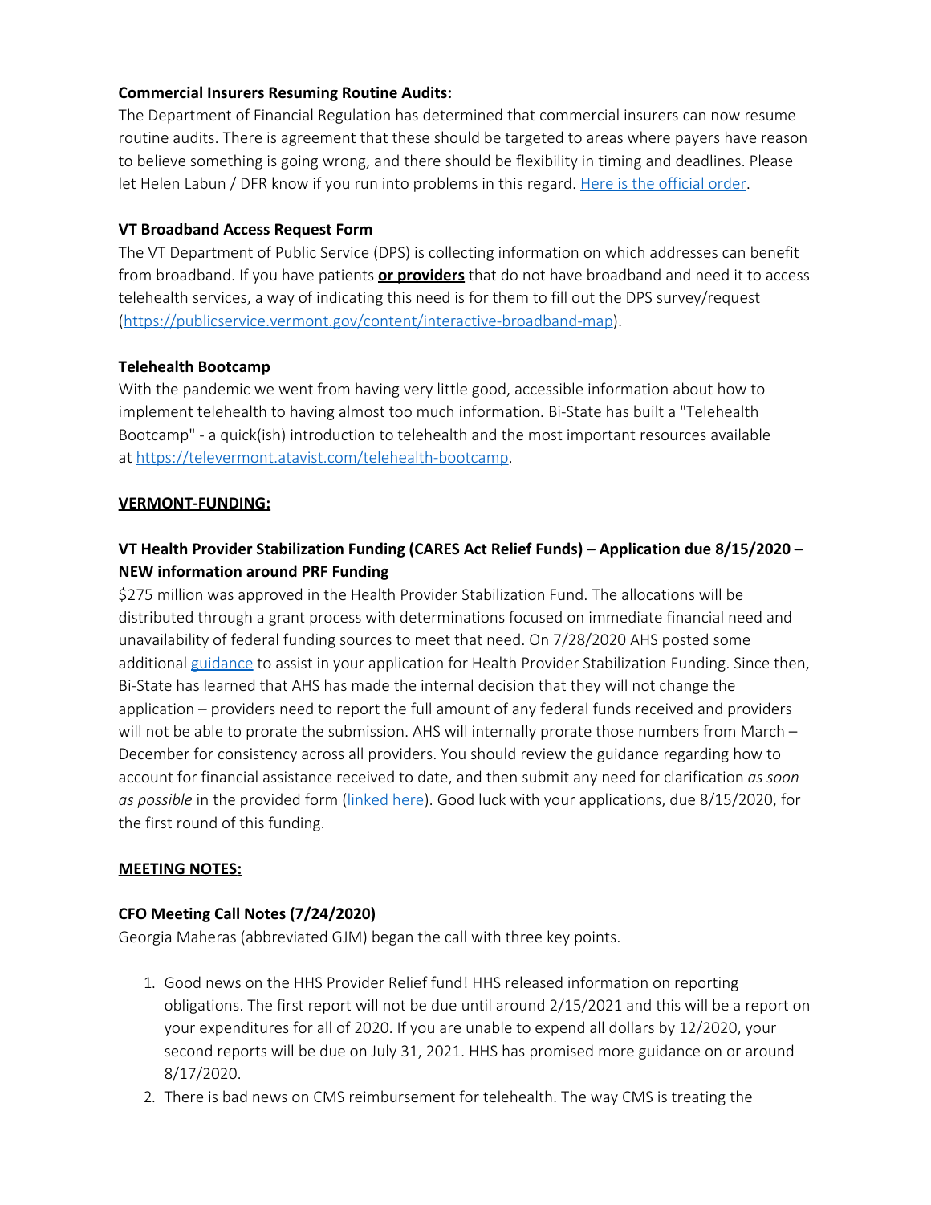**Commercial Insurers Resuming Routine Audits:**

The Department of Financial Regulation has determined that commercial insurers can now resume routine audits. There is agreement that these should be targeted to areas where payers have reason to believe something is going wrong, and there should be flexibility in timing and deadlines. Please let Helen Labun / DFR know if you run into problems in this regard. [Here is the official order](Here is the official order).

**VT Broadband Access Request Form**

The VT Department of Public Service (DPS) is collecting information on which addresses can benefit from broadband. If you have patients **<u>or providers</u>** that do not have broadband and need it to access telehealth services, a way of indicating this need is for them to fill out the DPS survey/request (https://publicservice.vermont.gov/content/interactive-broadband-map).

**Telehealth Bootcamp**

With the pandemic we went from having very little good, accessible information about how to implement telehealth to having almost too much information. Bi-State has built a "Telehealth Bootcamp" - a quick(ish) introduction to telehealth and the most important resources available at https://televermont.atavist.com/telehealth-bootcamp.

**<u>VERMONT-FUNDING:</u>**

**VT Health Provider Stabilization Funding (CARES Act Relief Funds) – Application due 8/15/2020 – NEW information around PRF Funding**

$275 million was approved in the Health Provider Stabilization Fund. The allocations will be distributed through a grant process with determinations focused on immediate financial need and unavailability of federal funding sources to meet that need. On 7/28/2020 AHS posted some additional guidance to assist in your application for Health Provider Stabilization Funding. Since then, Bi-State has learned that AHS has made the internal decision that they will not change the application – providers need to report the full amount of any federal funds received and providers will not be able to prorate the submission. AHS will internally prorate those numbers from March – December for consistency across all providers. You should review the guidance regarding how to account for financial assistance received to date, and then submit any need for clarification *as soon as possible* in the provided form (linked here). Good luck with your applications, due 8/15/2020, for the first round of this funding.

**<u>MEETING NOTES:</u>**

**CFO Meeting Call Notes (7/24/2020)**

Georgia Maheras (abbreviated GJM) began the call with three key points.

1. Good news on the HHS Provider Relief fund! HHS released information on reporting obligations. The first report will not be due until around 2/15/2021 and this will be a report on your expenditures for all of 2020. If you are unable to expend all dollars by 12/2020, your second reports will be due on July 31, 2021. HHS has promised more guidance on or around 8/17/2020.
2. There is bad news on CMS reimbursement for telehealth. The way CMS is treating the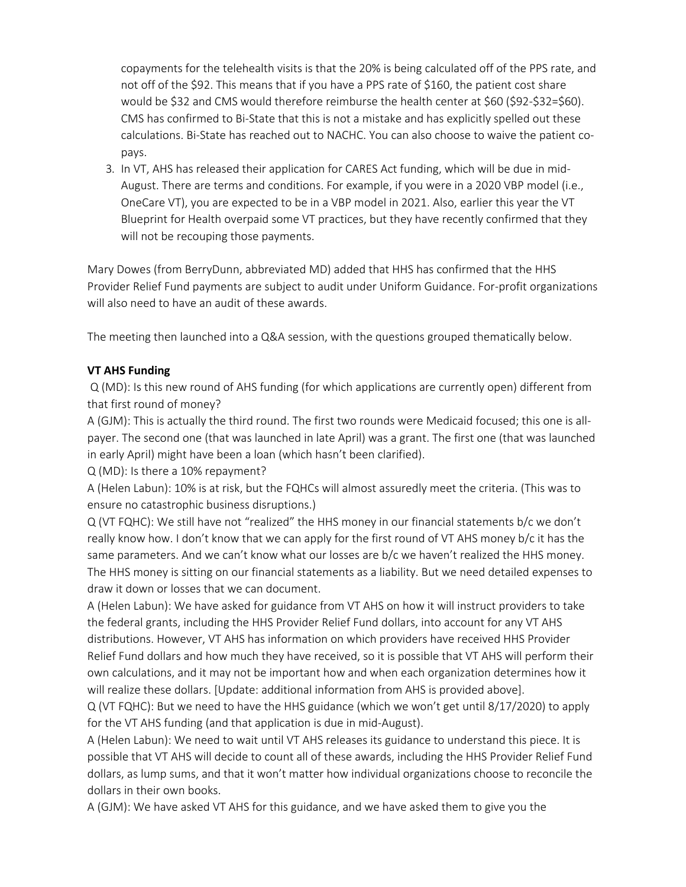copayments for the telehealth visits is that the 20% is being calculated off of the PPS rate, and not off of the $92. This means that if you have a PPS rate of $160, the patient cost share would be $32 and CMS would therefore reimburse the health center at $60 ($92-$32=$60). CMS has confirmed to Bi-State that this is not a mistake and has explicitly spelled out these calculations. Bi-State has reached out to NACHC. You can also choose to waive the patient co-pays.

3. In VT, AHS has released their application for CARES Act funding, which will be due in mid-August. There are terms and conditions. For example, if you were in a 2020 VBP model (i.e., OneCare VT), you are expected to be in a VBP model in 2021. Also, earlier this year the VT Blueprint for Health overpaid some VT practices, but they have recently confirmed that they will not be recouping those payments.

Mary Dowes (from BerryDunn, abbreviated MD) added that HHS has confirmed that the HHS Provider Relief Fund payments are subject to audit under Uniform Guidance. For-profit organizations will also need to have an audit of these awards.

The meeting then launched into a Q&A session, with the questions grouped thematically below.

**VT AHS Funding**

Q (MD): Is this new round of AHS funding (for which applications are currently open) different from that first round of money?

A (GJM): This is actually the third round. The first two rounds were Medicaid focused; this one is all-payer. The second one (that was launched in late April) was a grant. The first one (that was launched in early April) might have been a loan (which hasn't been clarified).

Q (MD): Is there a 10% repayment?

A (Helen Labun): 10% is at risk, but the FQHCs will almost assuredly meet the criteria. (This was to ensure no catastrophic business disruptions.)

Q (VT FQHC): We still have not "realized" the HHS money in our financial statements b/c we don't really know how. I don't know that we can apply for the first round of VT AHS money b/c it has the same parameters. And we can't know what our losses are b/c we haven't realized the HHS money. The HHS money is sitting on our financial statements as a liability. But we need detailed expenses to draw it down or losses that we can document.

A (Helen Labun): We have asked for guidance from VT AHS on how it will instruct providers to take the federal grants, including the HHS Provider Relief Fund dollars, into account for any VT AHS distributions. However, VT AHS has information on which providers have received HHS Provider Relief Fund dollars and how much they have received, so it is possible that VT AHS will perform their own calculations, and it may not be important how and when each organization determines how it will realize these dollars. [Update: additional information from AHS is provided above].

Q (VT FQHC): But we need to have the HHS guidance (which we won't get until 8/17/2020) to apply for the VT AHS funding (and that application is due in mid-August).

A (Helen Labun): We need to wait until VT AHS releases its guidance to understand this piece. It is possible that VT AHS will decide to count all of these awards, including the HHS Provider Relief Fund dollars, as lump sums, and that it won't matter how individual organizations choose to reconcile the dollars in their own books.

A (GJM): We have asked VT AHS for this guidance, and we have asked them to give you the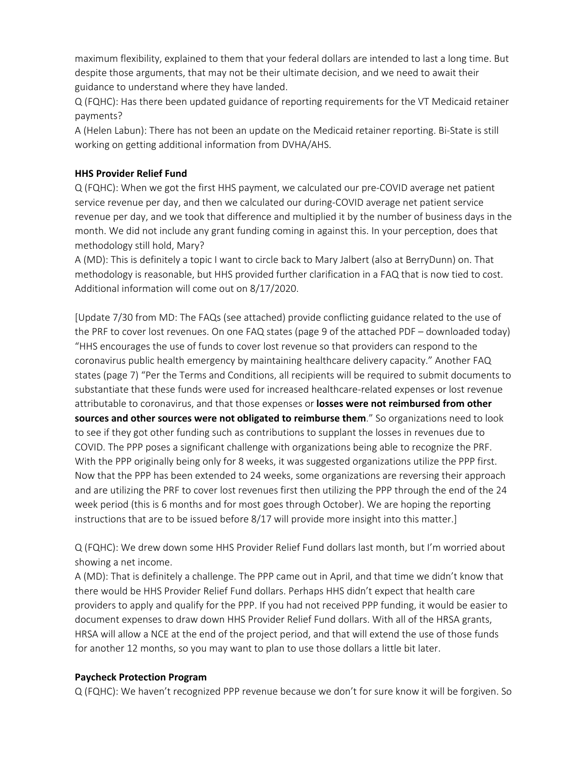maximum flexibility, explained to them that your federal dollars are intended to last a long time. But despite those arguments, that may not be their ultimate decision, and we need to await their guidance to understand where they have landed.

Q (FQHC): Has there been updated guidance of reporting requirements for the VT Medicaid retainer payments?

A (Helen Labun): There has not been an update on the Medicaid retainer reporting. Bi-State is still working on getting additional information from DVHA/AHS.

**HHS Provider Relief Fund**

Q (FQHC): When we got the first HHS payment, we calculated our pre-COVID average net patient service revenue per day, and then we calculated our during-COVID average net patient service revenue per day, and we took that difference and multiplied it by the number of business days in the month. We did not include any grant funding coming in against this. In your perception, does that methodology still hold, Mary?

A (MD): This is definitely a topic I want to circle back to Mary Jalbert (also at BerryDunn) on. That methodology is reasonable, but HHS provided further clarification in a FAQ that is now tied to cost. Additional information will come out on 8/17/2020.

[Update 7/30 from MD: The FAQs (see attached) provide conflicting guidance related to the use of the PRF to cover lost revenues. On one FAQ states (page 9 of the attached PDF – downloaded today) "HHS encourages the use of funds to cover lost revenue so that providers can respond to the coronavirus public health emergency by maintaining healthcare delivery capacity." Another FAQ states (page 7) "Per the Terms and Conditions, all recipients will be required to submit documents to substantiate that these funds were used for increased healthcare-related expenses or lost revenue attributable to coronavirus, and that those expenses or **losses were not reimbursed from other sources and other sources were not obligated to reimburse them**." So organizations need to look to see if they got other funding such as contributions to supplant the losses in revenues due to COVID. The PPP poses a significant challenge with organizations being able to recognize the PRF. With the PPP originally being only for 8 weeks, it was suggested organizations utilize the PPP first. Now that the PPP has been extended to 24 weeks, some organizations are reversing their approach and are utilizing the PRF to cover lost revenues first then utilizing the PPP through the end of the 24 week period (this is 6 months and for most goes through October). We are hoping the reporting instructions that are to be issued before 8/17 will provide more insight into this matter.]

Q (FQHC): We drew down some HHS Provider Relief Fund dollars last month, but I'm worried about showing a net income.

A (MD): That is definitely a challenge. The PPP came out in April, and that time we didn't know that there would be HHS Provider Relief Fund dollars. Perhaps HHS didn't expect that health care providers to apply and qualify for the PPP. If you had not received PPP funding, it would be easier to document expenses to draw down HHS Provider Relief Fund dollars. With all of the HRSA grants, HRSA will allow a NCE at the end of the project period, and that will extend the use of those funds for another 12 months, so you may want to plan to use those dollars a little bit later.

**Paycheck Protection Program**

Q (FQHC): We haven't recognized PPP revenue because we don't for sure know it will be forgiven. So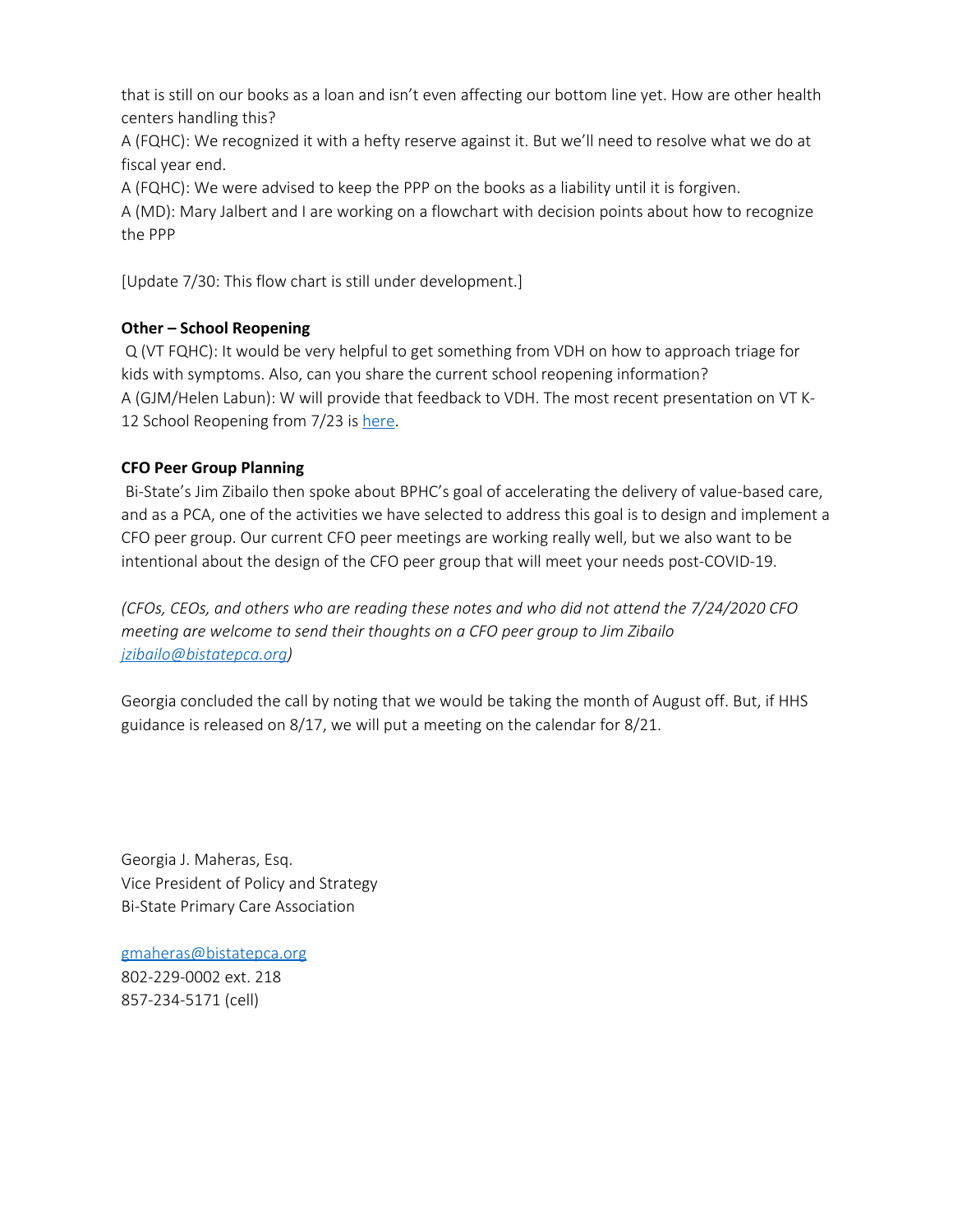that is still on our books as a loan and isn't even affecting our bottom line yet. How are other health centers handling this?
A (FQHC): We recognized it with a hefty reserve against it. But we'll need to resolve what we do at fiscal year end.
A (FQHC): We were advised to keep the PPP on the books as a liability until it is forgiven.
A (MD): Mary Jalbert and I are working on a flowchart with decision points about how to recognize the PPP

[Update 7/30: This flow chart is still under development.]

**Other – School Reopening**

Q (VT FQHC): It would be very helpful to get something from VDH on how to approach triage for kids with symptoms. Also, can you share the current school reopening information?
A (GJM/Helen Labun): W will provide that feedback to VDH. The most recent presentation on VT K-12 School Reopening from 7/23 is here.

**CFO Peer Group Planning**

Bi-State's Jim Zibailo then spoke about BPHC's goal of accelerating the delivery of value-based care, and as a PCA, one of the activities we have selected to address this goal is to design and implement a CFO peer group. Our current CFO peer meetings are working really well, but we also want to be intentional about the design of the CFO peer group that will meet your needs post-COVID-19.

*(CFOs, CEOs, and others who are reading these notes and who did not attend the 7/24/2020 CFO meeting are welcome to send their thoughts on a CFO peer group to Jim Zibailo jzibailo@bistatepca.org)*

Georgia concluded the call by noting that we would be taking the month of August off. But, if HHS guidance is released on 8/17, we will put a meeting on the calendar for 8/21.

Georgia J. Maheras, Esq.
Vice President of Policy and Strategy
Bi-State Primary Care Association

gmaheras@bistatepca.org
802-229-0002 ext. 218
857-234-5171 (cell)